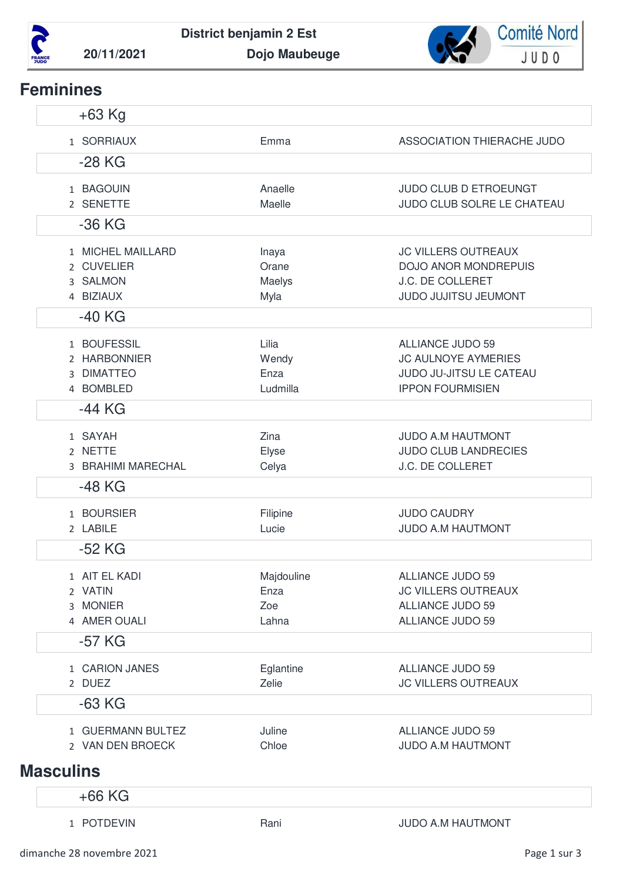# District benjamin 2 Est

**20/11/2021** — **Dojo Maubeuge**

Comité Nord JUDO

## Feminines

### +63 Kg

| | | | |
|---|---|---|---|
| 1 | SORRIAUX | Emma | ASSOCIATION THIERACHE JUDO |

### -28 KG

| | | | |
|---|---|---|---|
| 1 | BAGOUIN | Anaelle | JUDO CLUB D ETROEUNGT |
| 2 | SENETTE | Maelle | JUDO CLUB SOLRE LE CHATEAU |

### -36 KG

| | | | |
|---|---|---|---|
| 1 | MICHEL MAILLARD | Inaya | JC VILLERS OUTREAUX |
| 2 | CUVELIER | Orane | DOJO ANOR MONDREPUIS |
| 3 | SALMON | Maelys | J.C. DE COLLERET |
| 4 | BIZIAUX | Myla | JUDO JUJITSU JEUMONT |

### -40 KG

| | | | |
|---|---|---|---|
| 1 | BOUFESSIL | Lilia | ALLIANCE JUDO 59 |
| 2 | HARBONNIER | Wendy | JC AULNOYE AYMERIES |
| 3 | DIMATTEO | Enza | JUDO JU-JITSU LE CATEAU |
| 4 | BOMBLED | Ludmilla | IPPON FOURMISIEN |

### -44 KG

| | | | |
|---|---|---|---|
| 1 | SAYAH | Zina | JUDO A.M HAUTMONT |
| 2 | NETTE | Elyse | JUDO CLUB LANDRECIES |
| 3 | BRAHIMI MARECHAL | Celya | J.C. DE COLLERET |

### -48 KG

| | | | |
|---|---|---|---|
| 1 | BOURSIER | Filipine | JUDO CAUDRY |
| 2 | LABILE | Lucie | JUDO A.M HAUTMONT |

### -52 KG

| | | | |
|---|---|---|---|
| 1 | AIT EL KADI | Majdouline | ALLIANCE JUDO 59 |
| 2 | VATIN | Enza | JC VILLERS OUTREAUX |
| 3 | MONIER | Zoe | ALLIANCE JUDO 59 |
| 4 | AMER OUALI | Lahna | ALLIANCE JUDO 59 |

### -57 KG

| | | | |
|---|---|---|---|
| 1 | CARION JANES | Eglantine | ALLIANCE JUDO 59 |
| 2 | DUEZ | Zelie | JC VILLERS OUTREAUX |

### -63 KG

| | | | |
|---|---|---|---|
| 1 | GUERMANN BULTEZ | Juline | ALLIANCE JUDO 59 |
| 2 | VAN DEN BROECK | Chloe | JUDO A.M HAUTMONT |

## Masculins

### +66 KG

| | | | |
|---|---|---|---|
| 1 | POTDEVIN | Rani | JUDO A.M HAUTMONT |

dimanche 28 novembre 2021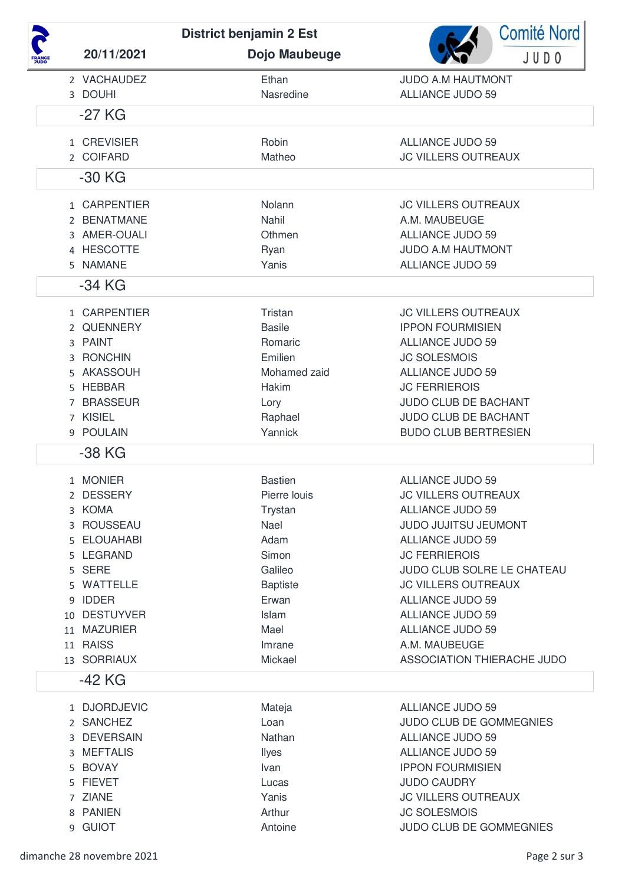| | | | |
|---|---|---|---|
| 2 | VACHAUDEZ | Ethan | JUDO A.M HAUTMONT |
| 3 | DOUHI | Nasredine | ALLIANCE JUDO 59 |

## -27 KG

| | | | |
|---|---|---|---|
| 1 | CREVISIER | Robin | ALLIANCE JUDO 59 |
| 2 | COIFARD | Matheo | JC VILLERS OUTREAUX |

## -30 KG

| | | | |
|---|---|---|---|
| 1 | CARPENTIER | Nolann | JC VILLERS OUTREAUX |
| 2 | BENATMANE | Nahil | A.M. MAUBEUGE |
| 3 | AMER-OUALI | Othmen | ALLIANCE JUDO 59 |
| 4 | HESCOTTE | Ryan | JUDO A.M HAUTMONT |
| 5 | NAMANE | Yanis | ALLIANCE JUDO 59 |

## -34 KG

| | | | |
|---|---|---|---|
| 1 | CARPENTIER | Tristan | JC VILLERS OUTREAUX |
| 2 | QUENNERY | Basile | IPPON FOURMISIEN |
| 3 | PAINT | Romaric | ALLIANCE JUDO 59 |
| 3 | RONCHIN | Emilien | JC SOLESMOIS |
| 5 | AKASSOUH | Mohamed zaid | ALLIANCE JUDO 59 |
| 5 | HEBBAR | Hakim | JC FERRIEROIS |
| 7 | BRASSEUR | Lory | JUDO CLUB DE BACHANT |
| 7 | KISIEL | Raphael | JUDO CLUB DE BACHANT |
| 9 | POULAIN | Yannick | BUDO CLUB BERTRESIEN |

## -38 KG

| | | | |
|---|---|---|---|
| 1 | MONIER | Bastien | ALLIANCE JUDO 59 |
| 2 | DESSERY | Pierre louis | JC VILLERS OUTREAUX |
| 3 | KOMA | Trystan | ALLIANCE JUDO 59 |
| 3 | ROUSSEAU | Nael | JUDO JUJITSU JEUMONT |
| 5 | ELOUAHABI | Adam | ALLIANCE JUDO 59 |
| 5 | LEGRAND | Simon | JC FERRIEROIS |
| 5 | SERE | Galileo | JUDO CLUB SOLRE LE CHATEAU |
| 5 | WATTELLE | Baptiste | JC VILLERS OUTREAUX |
| 9 | IDDER | Erwan | ALLIANCE JUDO 59 |
| 10 | DESTUYVER | Islam | ALLIANCE JUDO 59 |
| 11 | MAZURIER | Mael | ALLIANCE JUDO 59 |
| 11 | RAISS | Imrane | A.M. MAUBEUGE |
| 13 | SORRIAUX | Mickael | ASSOCIATION THIERACHE JUDO |

## -42 KG

| | | | |
|---|---|---|---|
| 1 | DJORDJEVIC | Mateja | ALLIANCE JUDO 59 |
| 2 | SANCHEZ | Loan | JUDO CLUB DE GOMMEGNIES |
| 3 | DEVERSAIN | Nathan | ALLIANCE JUDO 59 |
| 3 | MEFTALIS | Ilyes | ALLIANCE JUDO 59 |
| 5 | BOVAY | Ivan | IPPON FOURMISIEN |
| 5 | FIEVET | Lucas | JUDO CAUDRY |
| 7 | ZIANE | Yanis | JC VILLERS OUTREAUX |
| 8 | PANIEN | Arthur | JC SOLESMOIS |
| 9 | GUIOT | Antoine | JUDO CLUB DE GOMMEGNIES |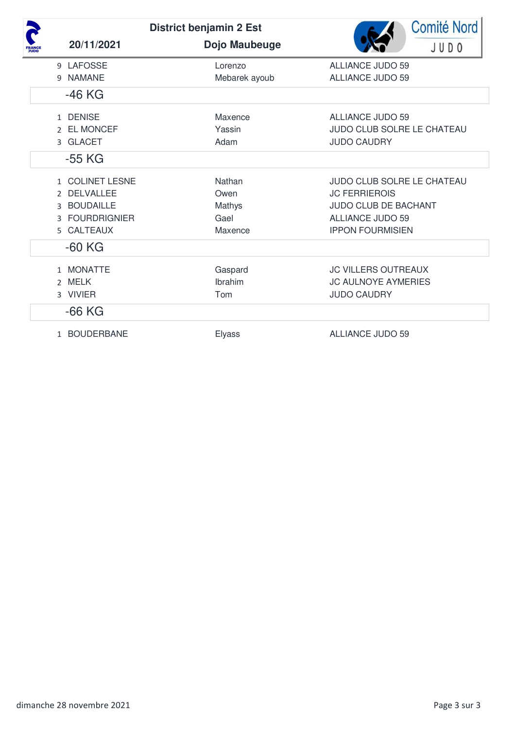District benjamin 2 Est

20/11/2021 — Dojo Maubeuge

Comité Nord JUDO

| | | | |
|---|---|---|---|
| 9 | LAFOSSE | Lorenzo | ALLIANCE JUDO 59 |
| 9 | NAMANE | Mebarek ayoub | ALLIANCE JUDO 59 |

## -46 KG

| | | | |
|---|---|---|---|
| 1 | DENISE | Maxence | ALLIANCE JUDO 59 |
| 2 | EL MONCEF | Yassin | JUDO CLUB SOLRE LE CHATEAU |
| 3 | GLACET | Adam | JUDO CAUDRY |

## -55 KG

| | | | |
|---|---|---|---|
| 1 | COLINET LESNE | Nathan | JUDO CLUB SOLRE LE CHATEAU |
| 2 | DELVALLEE | Owen | JC FERRIEROIS |
| 3 | BOUDAILLE | Mathys | JUDO CLUB DE BACHANT |
| 3 | FOURDRIGNIER | Gael | ALLIANCE JUDO 59 |
| 5 | CALTEAUX | Maxence | IPPON FOURMISIEN |

## -60 KG

| | | | |
|---|---|---|---|
| 1 | MONATTE | Gaspard | JC VILLERS OUTREAUX |
| 2 | MELK | Ibrahim | JC AULNOYE AYMERIES |
| 3 | VIVIER | Tom | JUDO CAUDRY |

## -66 KG

| | | | |
|---|---|---|---|
| 1 | BOUDERBANE | Elyass | ALLIANCE JUDO 59 |

dimanche 28 novembre 2021